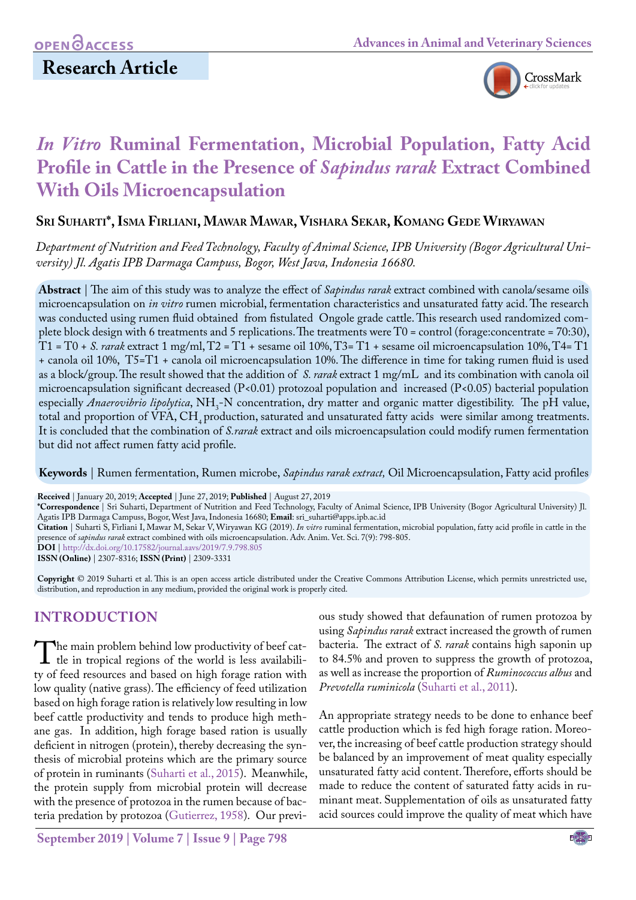**OPEN ACCESS**

## Research Article

# *In Vitro* Ruminal Fermentation, Microbial Population, Fatty Acid Profile in Cattle in the Presence of *Sapindus rarak* Extract Combined With Oils Microencapsulation

**Sri Suharti\*, Isma Firliani, Mawar Mawar, Vishara Sekar, Komang Gede Wiryawan**

*Department of Nutrition and Feed Technology, Faculty of Animal Science, IPB University (Bogor Agricultural University) Jl. Agatis IPB Darmaga Campuss, Bogor, West Java, Indonesia 16680.*

**Abstract** | The aim of this study was to analyze the effect of *Sapindus rarak* extract combined with canola/sesame oils microencapsulation on *in vitro* rumen microbial, fermentation characteristics and unsaturated fatty acid. The research was conducted using rumen fluid obtained from fistulated Ongole grade cattle. This research used randomized complete block design with 6 treatments and 5 replications. The treatments were T0 = control (forage:concentrate = 70:30), T1 = T0 + *S. rarak* extract 1 mg/ml, T2 = T1 + sesame oil 10%, T3= T1 + sesame oil microencapsulation 10%, T4= T1 + canola oil 10%, T5=T1 + canola oil microencapsulation 10%. The difference in time for taking rumen fluid is used as a block/group. The result showed that the addition of *S. rarak* extract 1 mg/mL and its combination with canola oil microencapsulation significant decreased (P<0.01) protozoal population and increased (P<0.05) bacterial population especially *Anaerovibrio lipolytica*, $NH_3$-N concentration, dry matter and organic matter digestibility. The pH value, total and proportion of VFA, $CH_4$ production, saturated and unsaturated fatty acids were similar among treatments. It is concluded that the combination of *S.rarak* extract and oils microencapsulation could modify rumen fermentation but did not affect rumen fatty acid profile.

**Keywords** | Rumen fermentation, Rumen microbe, *Sapindus rarak extract,* Oil Microencapsulation, Fatty acid profiles

**Received** | January 20, 2019; **Accepted** | June 27, 2019; **Published** | August 27, 2019
**\*Correspondence** | Sri Suharti, Department of Nutrition and Feed Technology, Faculty of Animal Science, IPB University (Bogor Agricultural University) Jl. Agatis IPB Darmaga Campuss, Bogor, West Java, Indonesia 16680; **Email**: sri_suharti@apps.ipb.ac.id
**Citation** | Suharti S, Firliani I, Mawar M, Sekar V, Wiryawan KG (2019). *In vitro* ruminal fermentation, microbial population, fatty acid profile in cattle in the presence of *sapindus rarak* extract combined with oils microencapsulation. Adv. Anim. Vet. Sci. 7(9): 798-805.
**DOI** | http://dx.doi.org/10.17582/journal.aavs/2019/7.9.798.805
**ISSN (Online)** | 2307-8316; **ISSN (Print)** | 2309-3331

**Copyright** © 2019 Suharti et al. This is an open access article distributed under the Creative Commons Attribution License, which permits unrestricted use, distribution, and reproduction in any medium, provided the original work is properly cited.

## INTRODUCTION

The main problem behind low productivity of beef cattle in tropical regions of the world is less availability of feed resources and based on high forage ration with low quality (native grass). The efficiency of feed utilization based on high forage ration is relatively low resulting in low beef cattle productivity and tends to produce high methane gas. In addition, high forage based ration is usually deficient in nitrogen (protein), thereby decreasing the synthesis of microbial proteins which are the primary source of protein in ruminants (Suharti et al., 2015). Meanwhile, the protein supply from microbial protein will decrease with the presence of protozoa in the rumen because of bacteria predation by protozoa (Gutierrez, 1958). Our previous study showed that defaunation of rumen protozoa by using *Sapindus rarak* extract increased the growth of rumen bacteria. The extract of *S. rarak* contains high saponin up to 84.5% and proven to suppress the growth of protozoa, as well as increase the proportion of *Ruminococcus albus* and *Prevotella ruminicola* (Suharti et al., 2011).

An appropriate strategy needs to be done to enhance beef cattle production which is fed high forage ration. Moreover, the increasing of beef cattle production strategy should be balanced by an improvement of meat quality especially unsaturated fatty acid content. Therefore, efforts should be made to reduce the content of saturated fatty acids in ruminant meat. Supplementation of oils as unsaturated fatty acid sources could improve the quality of meat which have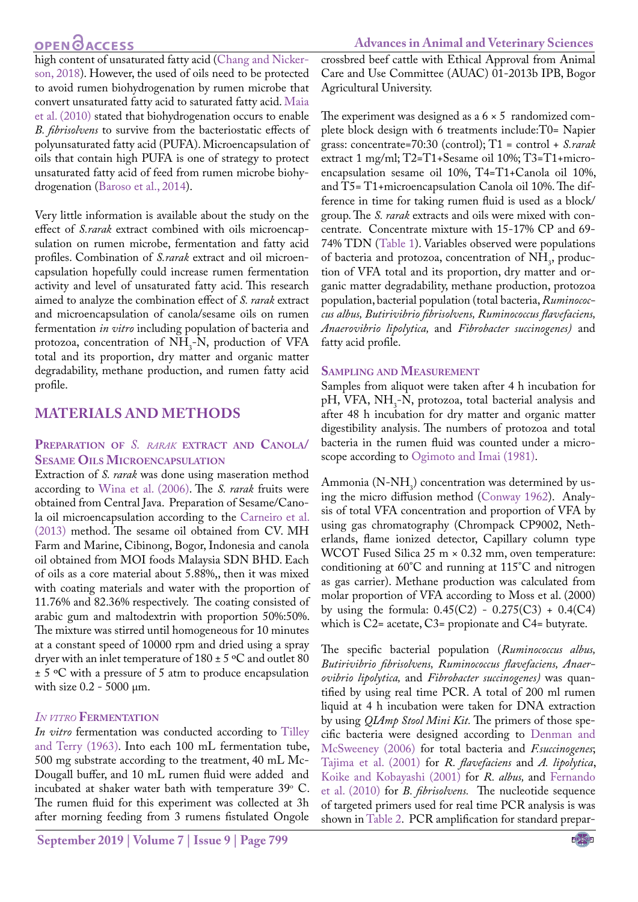high content of unsaturated fatty acid (Chang and Nickerson, 2018). However, the used of oils need to be protected to avoid rumen biohydrogenation by rumen microbe that convert unsaturated fatty acid to saturated fatty acid. Maia et al. (2010) stated that biohydrogenation occurs to enable *B. fibrisolvens* to survive from the bacteriostatic effects of polyunsaturated fatty acid (PUFA). Microencapsulation of oils that contain high PUFA is one of strategy to protect unsaturated fatty acid of feed from rumen microbe biohydrogenation (Baroso et al., 2014).

Very little information is available about the study on the effect of *S.rarak* extract combined with oils microencapsulation on rumen microbe, fermentation and fatty acid profiles. Combination of *S.rarak* extract and oil microencapsulation hopefully could increase rumen fermentation activity and level of unsaturated fatty acid. This research aimed to analyze the combination effect of *S. rarak* extract and microencapsulation of canola/sesame oils on rumen fermentation *in vitro* including population of bacteria and protozoa, concentration of $NH_3$-N, production of VFA total and its proportion, dry matter and organic matter degradability, methane production, and rumen fatty acid profile.

## MATERIALS AND METHODS

### Preparation of *S. rarak* extract and Canola/Sesame Oils Microencapsulation

Extraction of *S. rarak* was done using maseration method according to Wina et al. (2006). The *S. rarak* fruits were obtained from Central Java. Preparation of Sesame/Canola oil microencapsulation according to the Carneiro et al. (2013) method. The sesame oil obtained from CV. MH Farm and Marine, Cibinong, Bogor, Indonesia and canola oil obtained from MOI foods Malaysia SDN BHD. Each of oils as a core material about 5.88%,, then it was mixed with coating materials and water with the proportion of 11.76% and 82.36% respectively. The coating consisted of arabic gum and maltodextrin with proportion 50%:50%. The mixture was stirred until homogeneous for 10 minutes at a constant speed of 10000 rpm and dried using a spray dryer with an inlet temperature of 180 ± 5 ºC and outlet 80 ± 5 ºC with a pressure of 5 atm to produce encapsulation with size 0.2 - 5000 µm.

### *In vitro* Fermentation

*In vitro* fermentation was conducted according to Tilley and Terry (1963). Into each 100 mL fermentation tube, 500 mg substrate according to the treatment, 40 mL McDougall buffer, and 10 mL rumen fluid were added and incubated at shaker water bath with temperature 39º C. The rumen fluid for this experiment was collected at 3h after morning feeding from 3 rumens fistulated Ongole crossbred beef cattle with Ethical Approval from Animal Care and Use Committee (AUAC) 01-2013b IPB, Bogor Agricultural University.

The experiment was designed as a 6 × 5 randomized complete block design with 6 treatments include:T0= Napier grass: concentrate=70:30 (control); T1 = control + *S.rarak* extract 1 mg/ml; T2=T1+Sesame oil 10%; T3=T1+microencapsulation sesame oil 10%, T4=T1+Canola oil 10%, and T5= T1+microencapsulation Canola oil 10%. The difference in time for taking rumen fluid is used as a block/group. The *S. rarak* extracts and oils were mixed with concentrate. Concentrate mixture with 15-17% CP and 69-74% TDN (Table 1). Variables observed were populations of bacteria and protozoa, concentration of $NH_3$, production of VFA total and its proportion, dry matter and organic matter degradability, methane production, protozoa population, bacterial population (total bacteria, *Ruminococcus albus, Butirivibrio fibrisolvens, Ruminococcus flavefaciens, Anaerovibrio lipolytica,* and *Fibrobacter succinogenes)* and fatty acid profile.

### Sampling and Measurement

Samples from aliquot were taken after 4 h incubation for pH, VFA, $NH_3$-N, protozoa, total bacterial analysis and after 48 h incubation for dry matter and organic matter digestibility analysis. The numbers of protozoa and total bacteria in the rumen fluid was counted under a microscope according to Ogimoto and Imai (1981).

Ammonia (N-$NH_3$) concentration was determined by using the micro diffusion method (Conway 1962). Analysis of total VFA concentration and proportion of VFA by using gas chromatography (Chrompack CP9002, Netherlands, flame ionized detector, Capillary column type WCOT Fused Silica 25 m × 0.32 mm, oven temperature: conditioning at 60˚C and running at 115˚C and nitrogen as gas carrier). Methane production was calculated from molar proportion of VFA according to Moss et al. (2000) by using the formula: 0.45(C2) - 0.275(C3) + 0.4(C4) which is C2= acetate, C3= propionate and C4= butyrate.

The specific bacterial population (*Ruminococcus albus, Butirivibrio fibrisolvens, Ruminococcus flavefaciens, Anaerovibrio lipolytica,* and *Fibrobacter succinogenes)* was quantified by using real time PCR. A total of 200 ml rumen liquid at 4 h incubation were taken for DNA extraction by using *QIAmp Stool Mini Kit.* The primers of those specific bacteria were designed according to Denman and McSweeney (2006) for total bacteria and *F.succinogenes*; Tajima et al. (2001) for *R. flavefaciens* and *A. lipolytica*, Koike and Kobayashi (2001) for *R. albus,* and Fernando et al. (2010) for *B. fibrisolvens.* The nucleotide sequence of targeted primers used for real time PCR analysis is was shown in Table 2. PCR amplification for standard prepar-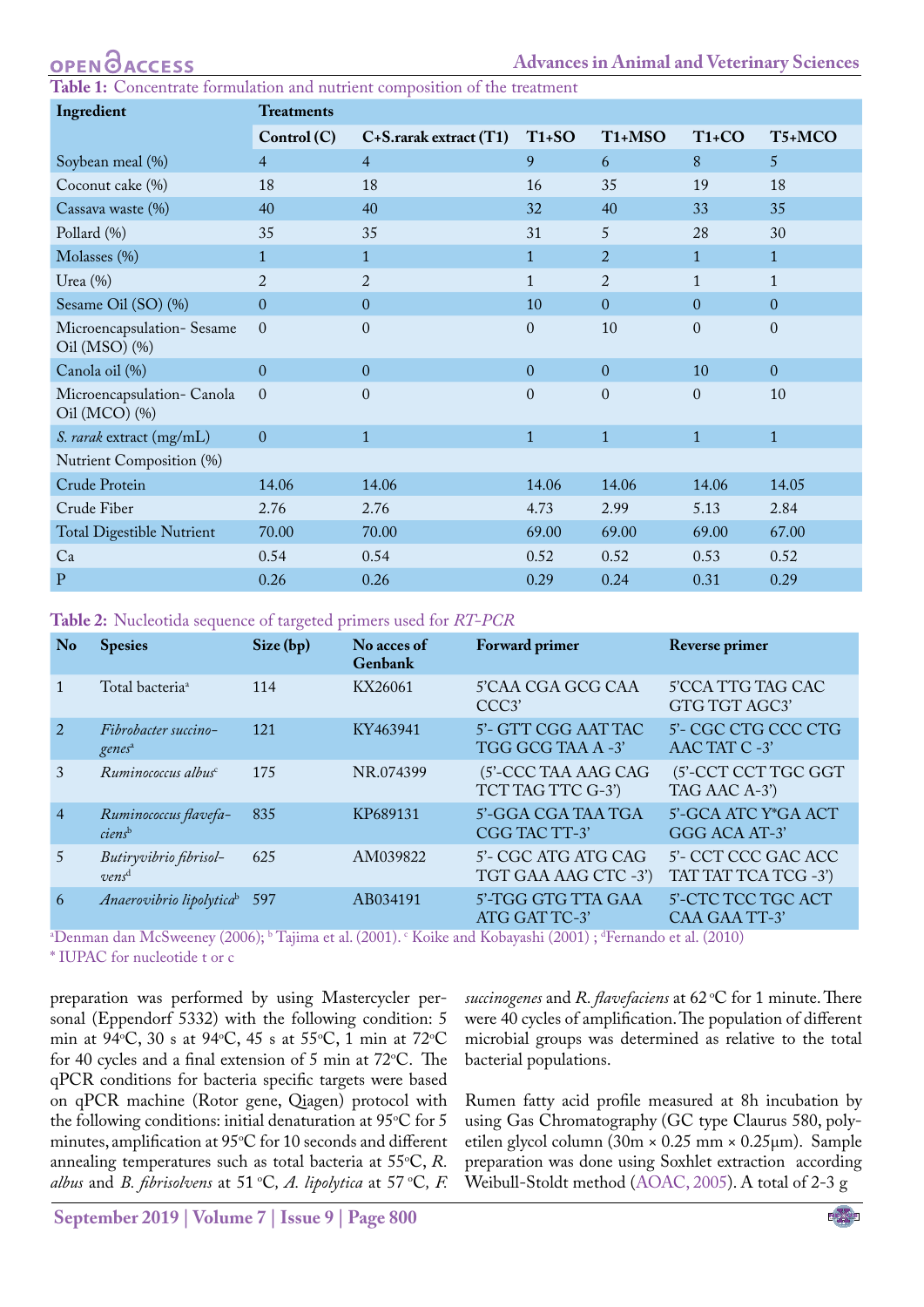**Table 1:** Concentrate formulation and nutrient composition of the treatment

| Ingredient | Treatments | | | | | |
|---|---|---|---|---|---|---|
| | Control (C) | C+S.rarak extract (T1) | T1+SO | T1+MSO | T1+CO | T5+MCO |
| Soybean meal (%) | 4 | 4 | 9 | 6 | 8 | 5 |
| Coconut cake (%) | 18 | 18 | 16 | 35 | 19 | 18 |
| Cassava waste (%) | 40 | 40 | 32 | 40 | 33 | 35 |
| Pollard (%) | 35 | 35 | 31 | 5 | 28 | 30 |
| Molasses (%) | 1 | 1 | 1 | 2 | 1 | 1 |
| Urea (%) | 2 | 2 | 1 | 2 | 1 | 1 |
| Sesame Oil (SO) (%) | 0 | 0 | 10 | 0 | 0 | 0 |
| Microencapsulation- Sesame Oil (MSO) (%) | 0 | 0 | 0 | 10 | 0 | 0 |
| Canola oil (%) | 0 | 0 | 0 | 0 | 10 | 0 |
| Microencapsulation- Canola Oil (MCO) (%) | 0 | 0 | 0 | 0 | 0 | 10 |
| *S. rarak* extract (mg/mL) | 0 | 1 | 1 | 1 | 1 | 1 |
| Nutrient Composition (%) | | | | | | |
| Crude Protein | 14.06 | 14.06 | 14.06 | 14.06 | 14.06 | 14.05 |
| Crude Fiber | 2.76 | 2.76 | 4.73 | 2.99 | 5.13 | 2.84 |
| Total Digestible Nutrient | 70.00 | 70.00 | 69.00 | 69.00 | 69.00 | 67.00 |
| Ca | 0.54 | 0.54 | 0.52 | 0.52 | 0.53 | 0.52 |
| P | 0.26 | 0.26 | 0.29 | 0.24 | 0.31 | 0.29 |

**Table 2:** Nucleotida sequence of targeted primers used for *RT-PCR*

| No | Spesies | Size (bp) | No acces of Genbank | Forward primer | Reverse primer |
|---|---|---|---|---|---|
| 1 | Total bacteria[a] | 114 | KX26061 | 5'CAA CGA GCG CAA CCC3' | 5'CCA TTG TAG CAC GTG TGT AGC3' |
| 2 | *Fibrobacter succinogenes*[a] | 121 | KY463941 | 5'- GTT CGG AAT TAC TGG GCG TAA A -3' | 5'- CGC CTG CCC CTG AAC TAT C -3' |
| 3 | *Ruminococcus albus*[c] | 175 | NR.074399 | (5'-CCC TAA AAG CAG TCT TAG TTC G-3') | (5'-CCT CCT TGC GGT TAG AAC A-3') |
| 4 | *Ruminococcus flavefaciens*[b] | 835 | KP689131 | 5'-GGA CGA TAA TGA CGG TAC TT-3' | 5'-GCA ATC Y*GA ACT GGG ACA AT-3' |
| 5 | *Butiryvibrio fibrisolvens*[d] | 625 | AM039822 | 5'- CGC ATG ATG CAG TGT GAA AAG CTC -3') | 5'- CCT CCC GAC ACC TAT TAT TCA TCG -3') |
| 6 | *Anaerovibrio lipolytica*[b] | 597 | AB034191 | 5'-TGG GTG TTA GAA ATG GAT TC-3' | 5'-CTC TCC TGC ACT CAA GAA TT-3' |

[a]Denman dan McSweeney (2006); [b] Tajima et al. (2001). [c] Koike and Kobayashi (2001) ; [d]Fernando et al. (2010)
* IUPAC for nucleotide t or c

preparation was performed by using Mastercycler personal (Eppendorf 5332) with the following condition: 5 min at 94°C, 30 s at 94°C, 45 s at 55°C, 1 min at 72°C for 40 cycles and a final extension of 5 min at 72°C. The qPCR conditions for bacteria specific targets were based on qPCR machine (Rotor gene, Qiagen) protocol with the following conditions: initial denaturation at 95°C for 5 minutes, amplification at 95°C for 10 seconds and different annealing temperatures such as total bacteria at 55°C, *R. albus* and *B. fibrisolvens* at 51 °C, *A. lipolytica* at 57 °C, *F. succinogenes* and *R. flavefaciens* at 62 °C for 1 minute. There were 40 cycles of amplification. The population of different microbial groups was determined as relative to the total bacterial populations.

Rumen fatty acid profile measured at 8h incubation by using Gas Chromatography (GC type Claurus 580, polyetilen glycol column (30m × 0.25 mm × 0.25µm). Sample preparation was done using Soxhlet extraction according Weibull-Stoldt method (AOAC, 2005). A total of 2-3 g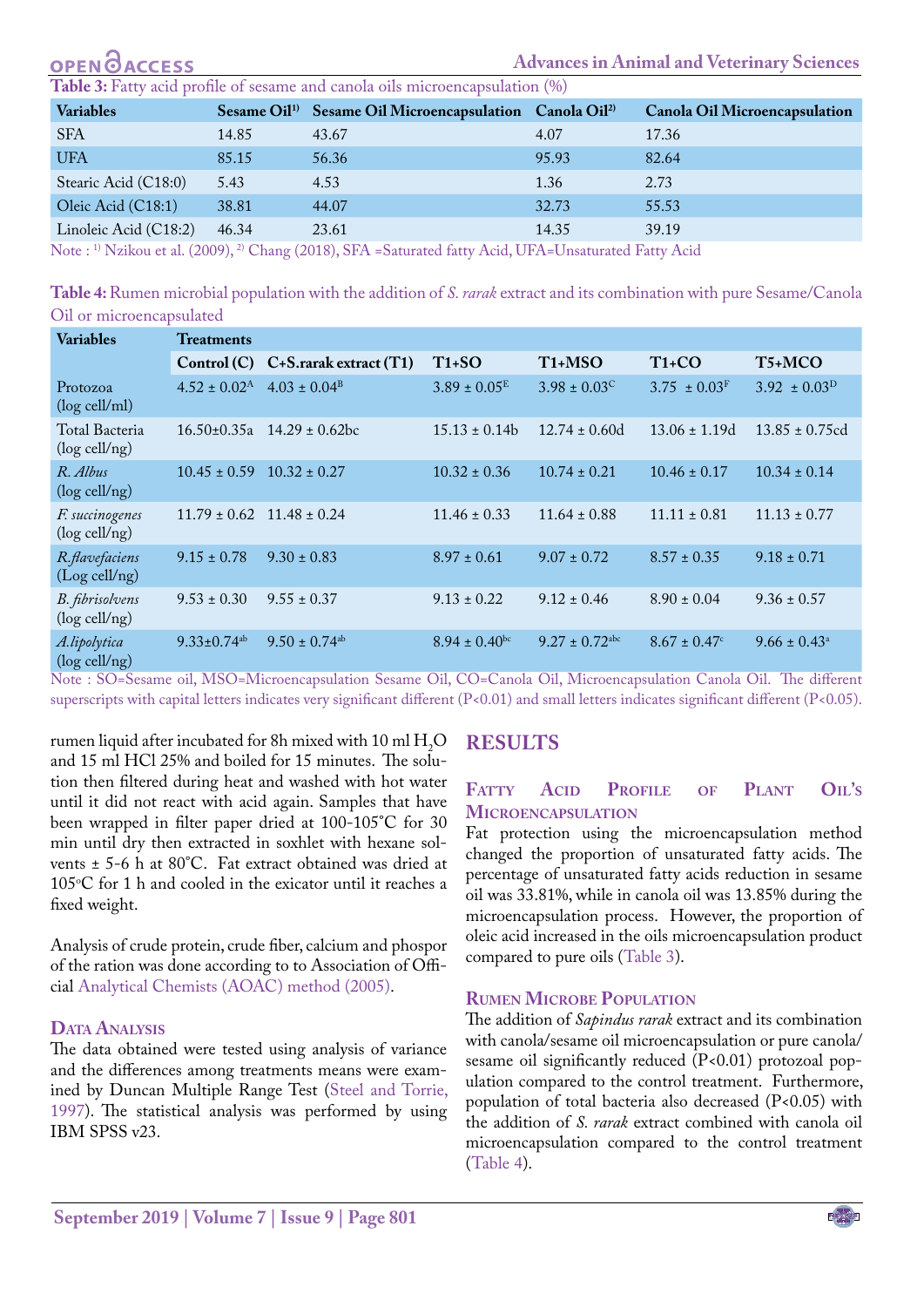**Table 3:** Fatty acid profile of sesame and canola oils microencapsulation (%)

| Variables | Sesame Oil[1)] | Sesame Oil Microencapsulation | Canola Oil[2)] | Canola Oil Microencapsulation |
|---|---|---|---|---|
| SFA | 14.85 | 43.67 | 4.07 | 17.36 |
| UFA | 85.15 | 56.36 | 95.93 | 82.64 |
| Stearic Acid (C18:0) | 5.43 | 4.53 | 1.36 | 2.73 |
| Oleic Acid (C18:1) | 38.81 | 44.07 | 32.73 | 55.53 |
| Linoleic Acid (C18:2) | 46.34 | 23.61 | 14.35 | 39.19 |

Note : [1)] Nzikou et al. (2009), [2)] Chang (2018), SFA =Saturated fatty Acid, UFA=Unsaturated Fatty Acid

**Table 4:** Rumen microbial population with the addition of *S. rarak* extract and its combination with pure Sesame/Canola Oil or microencapsulated

| Variables | Treatments | | | | | |
|---|---|---|---|---|---|---|
| | Control (C) | C+S.rarak extract (T1) | T1+SO | T1+MSO | T1+CO | T5+MCO |
| Protozoa (log cell/ml) | $4.52 \pm 0.02^{A}$ | $4.03 \pm 0.04^{B}$ | $3.89 \pm 0.05^{E}$ | $3.98 \pm 0.03^{C}$ | $3.75 \pm 0.03^{F}$ | $3.92 \pm 0.03^{D}$ |
| Total Bacteria (log cell/ng) | 16.50±0.35a | 14.29 ± 0.62bc | 15.13 ± 0.14b | 12.74 ± 0.60d | 13.06 ± 1.19d | 13.85 ± 0.75cd |
| *R. Albus* (log cell/ng) | 10.45 ± 0.59 | 10.32 ± 0.27 | 10.32 ± 0.36 | 10.74 ± 0.21 | 10.46 ± 0.17 | 10.34 ± 0.14 |
| *F. succinogenes* (log cell/ng) | 11.79 ± 0.62 | 11.48 ± 0.24 | 11.46 ± 0.33 | 11.64 ± 0.88 | 11.11 ± 0.81 | 11.13 ± 0.77 |
| *R.flavefaciens* (Log cell/ng) | 9.15 ± 0.78 | 9.30 ± 0.83 | 8.97 ± 0.61 | 9.07 ± 0.72 | 8.57 ± 0.35 | 9.18 ± 0.71 |
| *B. fibrisolvens* (log cell/ng) | 9.53 ± 0.30 | 9.55 ± 0.37 | 9.13 ± 0.22 | 9.12 ± 0.46 | 8.90 ± 0.04 | 9.36 ± 0.57 |
| *A.lipolytica* (log cell/ng) | $9.33 \pm 0.74^{ab}$ | $9.50 \pm 0.74^{ab}$ | $8.94 \pm 0.40^{bc}$ | $9.27 \pm 0.72^{abc}$ | $8.67 \pm 0.47^{c}$ | $9.66 \pm 0.43^{a}$ |

Note : SO=Sesame oil, MSO=Microencapsulation Sesame Oil, CO=Canola Oil, Microencapsulation Canola Oil. The different superscripts with capital letters indicates very significant different (P<0.01) and small letters indicates significant different (P<0.05).

rumen liquid after incubated for 8h mixed with 10 ml $H_2O$ and 15 ml HCl 25% and boiled for 15 minutes. The solution then filtered during heat and washed with hot water until it did not react with acid again. Samples that have been wrapped in filter paper dried at 100-105°C for 30 min until dry then extracted in soxhlet with hexane solvents ± 5-6 h at 80°C. Fat extract obtained was dried at 105°C for 1 h and cooled in the exicator until it reaches a fixed weight.

Analysis of crude protein, crude fiber, calcium and phospor of the ration was done according to to Association of Official Analytical Chemists (AOAC) method (2005).

### Data Analysis

The data obtained were tested using analysis of variance and the differences among treatments means were examined by Duncan Multiple Range Test (Steel and Torrie, 1997). The statistical analysis was performed by using IBM SPSS v23.

## RESULTS

### Fatty Acid Profile of Plant Oil's Microencapsulation

Fat protection using the microencapsulation method changed the proportion of unsaturated fatty acids. The percentage of unsaturated fatty acids reduction in sesame oil was 33.81%, while in canola oil was 13.85% during the microencapsulation process. However, the proportion of oleic acid increased in the oils microencapsulation product compared to pure oils (Table 3).

### Rumen Microbe Population

The addition of *Sapindus rarak* extract and its combination with canola/sesame oil microencapsulation or pure canola/sesame oil significantly reduced (P<0.01) protozoal population compared to the control treatment. Furthermore, population of total bacteria also decreased (P<0.05) with the addition of *S. rarak* extract combined with canola oil microencapsulation compared to the control treatment (Table 4).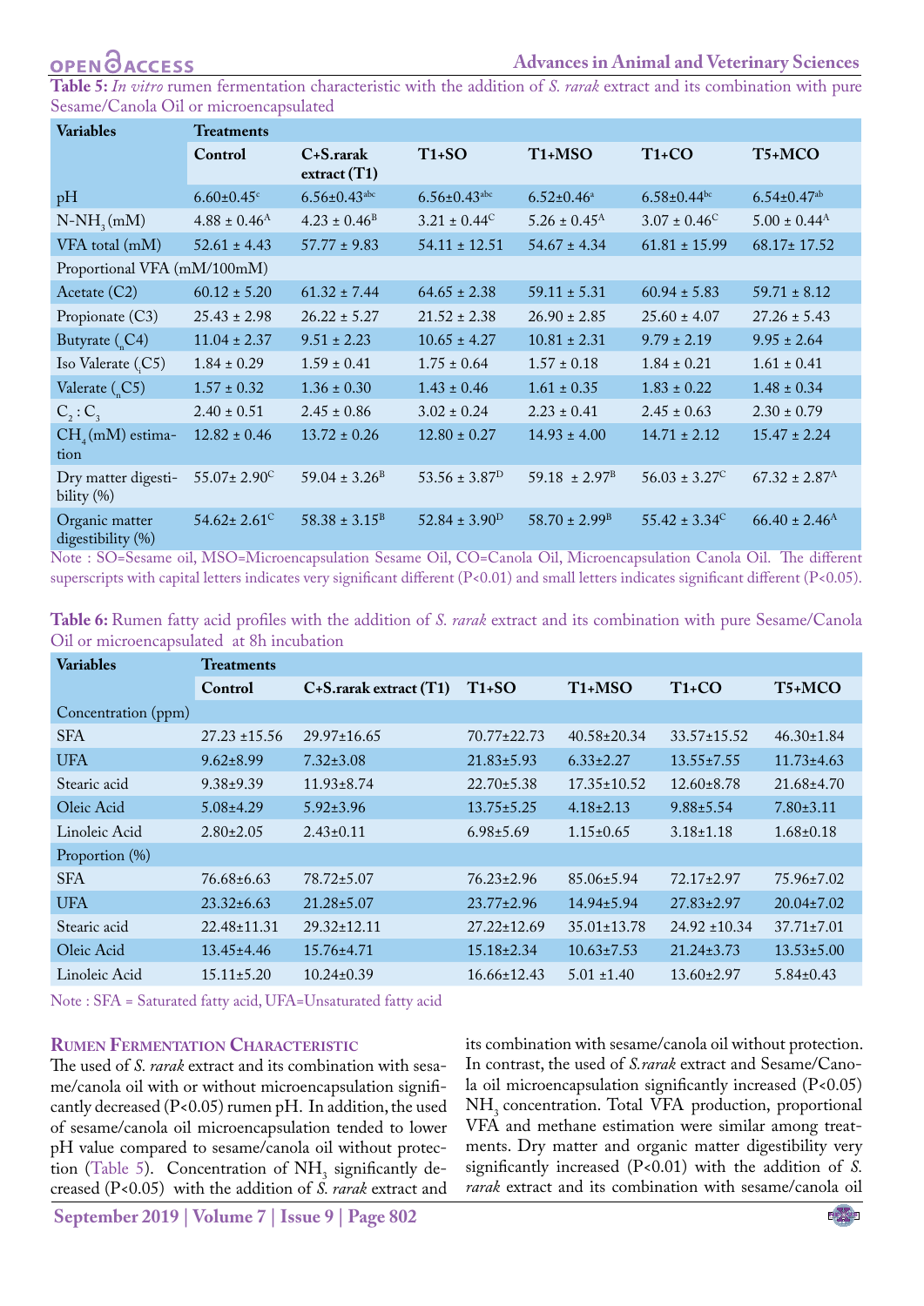**Table 5:** *In vitro* rumen fermentation characteristic with the addition of *S. rarak* extract and its combination with pure Sesame/Canola Oil or microencapsulated

| Variables | Treatments | | | | | |
|---|---|---|---|---|---|---|
| | Control | C+S.rarak extract (T1) | T1+SO | T1+MSO | T1+CO | T5+MCO |
| pH | 6.60±0.45[c] | 6.56±0.43[abc] | 6.56±0.43[abc] | 6.52±0.46[a] | 6.58±0.44[bc] | 6.54±0.47[ab] |
| $N\text{-}NH_3$ (mM) | 4.88 ± 0.46[A] | 4.23 ± 0.46[B] | 3.21 ± 0.44[C] | 5.26 ± 0.45[A] | 3.07 ± 0.46[C] | 5.00 ± 0.44[A] |
| VFA total (mM) | 52.61 ± 4.43 | 57.77 ± 9.83 | 54.11 ± 12.51 | 54.67 ± 4.34 | 61.81 ± 15.99 | 68.17± 17.52 |
| Proportional VFA (mM/100mM) | | | | | | |
| Acetate (C2) | 60.12 ± 5.20 | 61.32 ± 7.44 | 64.65 ± 2.38 | 59.11 ± 5.31 | 60.94 ± 5.83 | 59.71 ± 8.12 |
| Propionate (C3) | 25.43 ± 2.98 | 26.22 ± 5.27 | 21.52 ± 2.38 | 26.90 ± 2.85 | 25.60 ± 4.07 | 27.26 ± 5.43 |
| Butyrate ($_n$C4) | 11.04 ± 2.37 | 9.51 ± 2.23 | 10.65 ± 4.27 | 10.81 ± 2.31 | 9.79 ± 2.19 | 9.95 ± 2.64 |
| Iso Valerate ($_i$C5) | 1.84 ± 0.29 | 1.59 ± 0.41 | 1.75 ± 0.64 | 1.57 ± 0.18 | 1.84 ± 0.21 | 1.61 ± 0.41 |
| Valerate ($_n$C5) | 1.57 ± 0.32 | 1.36 ± 0.30 | 1.43 ± 0.46 | 1.61 ± 0.35 | 1.83 ± 0.22 | 1.48 ± 0.34 |
| $C_2 : C_3$ | 2.40 ± 0.51 | 2.45 ± 0.86 | 3.02 ± 0.24 | 2.23 ± 0.41 | 2.45 ± 0.63 | 2.30 ± 0.79 |
| $CH_4$ (mM) estimation | 12.82 ± 0.46 | 13.72 ± 0.26 | 12.80 ± 0.27 | 14.93 ± 4.00 | 14.71 ± 2.12 | 15.47 ± 2.24 |
| Dry matter digestibility (%) | 55.07± 2.90[C] | 59.04 ± 3.26[B] | 53.56 ± 3.87[D] | 59.18 ± 2.97[B] | 56.03 ± 3.27[C] | 67.32 ± 2.87[A] |
| Organic matter digestibility (%) | 54.62± 2.61[C] | 58.38 ± 3.15[B] | 52.84 ± 3.90[D] | 58.70 ± 2.99[B] | 55.42 ± 3.34[C] | 66.40 ± 2.46[A] |

Note : SO=Sesame oil, MSO=Microencapsulation Sesame Oil, CO=Canola Oil, Microencapsulation Canola Oil. The different superscripts with capital letters indicates very significant different (P<0.01) and small letters indicates significant different (P<0.05).

**Table 6:** Rumen fatty acid profiles with the addition of *S. rarak* extract and its combination with pure Sesame/Canola Oil or microencapsulated at 8h incubation

| Variables | Treatments | | | | | |
|---|---|---|---|---|---|---|
| | Control | C+S.rarak extract (T1) | T1+SO | T1+MSO | T1+CO | T5+MCO |
| Concentration (ppm) | | | | | | |
| SFA | 27.23 ±15.56 | 29.97±16.65 | 70.77±22.73 | 40.58±20.34 | 33.57±15.52 | 46.30±1.84 |
| UFA | 9.62±8.99 | 7.32±3.08 | 21.83±5.93 | 6.33±2.27 | 13.55±7.55 | 11.73±4.63 |
| Stearic acid | 9.38±9.39 | 11.93±8.74 | 22.70±5.38 | 17.35±10.52 | 12.60±8.78 | 21.68±4.70 |
| Oleic Acid | 5.08±4.29 | 5.92±3.96 | 13.75±5.25 | 4.18±2.13 | 9.88±5.54 | 7.80±3.11 |
| Linoleic Acid | 2.80±2.05 | 2.43±0.11 | 6.98±5.69 | 1.15±0.65 | 3.18±1.18 | 1.68±0.18 |
| Proportion (%) | | | | | | |
| SFA | 76.68±6.63 | 78.72±5.07 | 76.23±2.96 | 85.06±5.94 | 72.17±2.97 | 75.96±7.02 |
| UFA | 23.32±6.63 | 21.28±5.07 | 23.77±2.96 | 14.94±5.94 | 27.83±2.97 | 20.04±7.02 |
| Stearic acid | 22.48±11.31 | 29.32±12.11 | 27.22±12.69 | 35.01±13.78 | 24.92 ±10.34 | 37.71±7.01 |
| Oleic Acid | 13.45±4.46 | 15.76±4.71 | 15.18±2.34 | 10.63±7.53 | 21.24±3.73 | 13.53±5.00 |
| Linoleic Acid | 15.11±5.20 | 10.24±0.39 | 16.66±12.43 | 5.01 ±1.40 | 13.60±2.97 | 5.84±0.43 |

Note : SFA = Saturated fatty acid, UFA=Unsaturated fatty acid

## Rumen Fermentation Characteristic

The used of *S. rarak* extract and its combination with sesame/canola oil with or without microencapsulation significantly decreased (P<0.05) rumen pH. In addition, the used of sesame/canola oil microencapsulation tended to lower pH value compared to sesame/canola oil without protection (Table 5). Concentration of $NH_3$ significantly decreased (P<0.05) with the addition of *S. rarak* extract and its combination with sesame/canola oil without protection. In contrast, the used of *S.rarak* extract and Sesame/Canola oil microencapsulation significantly increased (P<0.05) $NH_3$ concentration. Total VFA production, proportional VFA and methane estimation were similar among treatments. Dry matter and organic matter digestibility very significantly increased (P<0.01) with the addition of *S. rarak* extract and its combination with sesame/canola oil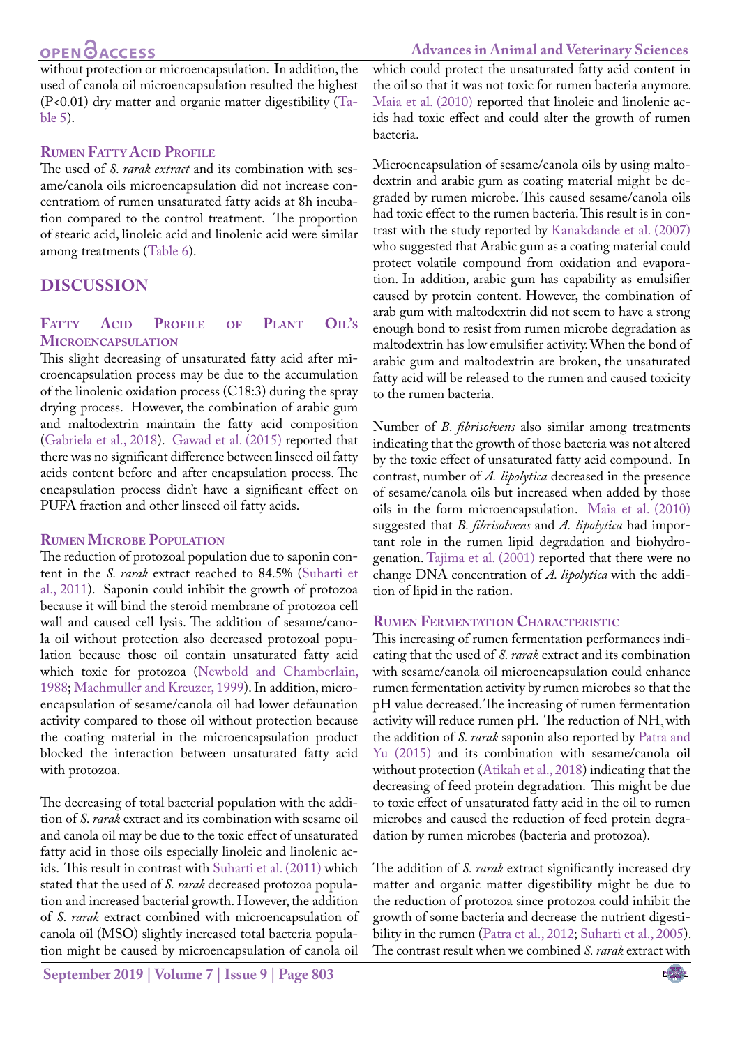without protection or microencapsulation. In addition, the used of canola oil microencapsulation resulted the highest (P<0.01) dry matter and organic matter digestibility (Table 5).

### Rumen Fatty Acid Profile

The used of *S. rarak extract* and its combination with sesame/canola oils microencapsulation did not increase concentratiom of rumen unsaturated fatty acids at 8h incubation compared to the control treatment. The proportion of stearic acid, linoleic acid and linolenic acid were similar among treatments (Table 6).

## DISCUSSION

### Fatty Acid Profile of Plant Oil's Microencapsulation

This slight decreasing of unsaturated fatty acid after microencapsulation process may be due to the accumulation of the linolenic oxidation process (C18:3) during the spray drying process. However, the combination of arabic gum and maltodextrin maintain the fatty acid composition (Gabriela et al., 2018). Gawad et al. (2015) reported that there was no significant difference between linseed oil fatty acids content before and after encapsulation process. The encapsulation process didn't have a significant effect on PUFA fraction and other linseed oil fatty acids.

### Rumen Microbe Population

The reduction of protozoal population due to saponin content in the *S. rarak* extract reached to 84.5% (Suharti et al., 2011). Saponin could inhibit the growth of protozoa because it will bind the steroid membrane of protozoa cell wall and caused cell lysis. The addition of sesame/canola oil without protection also decreased protozoal population because those oil contain unsaturated fatty acid which toxic for protozoa (Newbold and Chamberlain, 1988; Machmuller and Kreuzer, 1999). In addition, microencapsulation of sesame/canola oil had lower defaunation activity compared to those oil without protection because the coating material in the microencapsulation product blocked the interaction between unsaturated fatty acid with protozoa.

The decreasing of total bacterial population with the addition of *S. rarak* extract and its combination with sesame oil and canola oil may be due to the toxic effect of unsaturated fatty acid in those oils especially linoleic and linolenic acids. This result in contrast with Suharti et al. (2011) which stated that the used of *S. rarak* decreased protozoa population and increased bacterial growth. However, the addition of *S. rarak* extract combined with microencapsulation of canola oil (MSO) slightly increased total bacteria population might be caused by microencapsulation of canola oil which could protect the unsaturated fatty acid content in the oil so that it was not toxic for rumen bacteria anymore. Maia et al. (2010) reported that linoleic and linolenic acids had toxic effect and could alter the growth of rumen bacteria.

Microencapsulation of sesame/canola oils by using maltodextrin and arabic gum as coating material might be degraded by rumen microbe. This caused sesame/canola oils had toxic effect to the rumen bacteria. This result is in contrast with the study reported by Kanakdande et al. (2007) who suggested that Arabic gum as a coating material could protect volatile compound from oxidation and evaporation. In addition, arabic gum has capability as emulsifier caused by protein content. However, the combination of arab gum with maltodextrin did not seem to have a strong enough bond to resist from rumen microbe degradation as maltodextrin has low emulsifier activity. When the bond of arabic gum and maltodextrin are broken, the unsaturated fatty acid will be released to the rumen and caused toxicity to the rumen bacteria.

Number of *B. fibrisolvens* also similar among treatments indicating that the growth of those bacteria was not altered by the toxic effect of unsaturated fatty acid compound. In contrast, number of *A. lipolytica* decreased in the presence of sesame/canola oils but increased when added by those oils in the form microencapsulation. Maia et al. (2010) suggested that *B. fibrisolvens* and *A. lipolytica* had important role in the rumen lipid degradation and biohydrogenation. Tajima et al. (2001) reported that there were no change DNA concentration of *A. lipolytica* with the addition of lipid in the ration.

### Rumen Fermentation Characteristic

This increasing of rumen fermentation performances indicating that the used of *S. rarak* extract and its combination with sesame/canola oil microencapsulation could enhance rumen fermentation activity by rumen microbes so that the pH value decreased. The increasing of rumen fermentation activity will reduce rumen pH. The reduction of $NH_3$ with the addition of *S. rarak* saponin also reported by Patra and Yu (2015) and its combination with sesame/canola oil without protection (Atikah et al., 2018) indicating that the decreasing of feed protein degradation. This might be due to toxic effect of unsaturated fatty acid in the oil to rumen microbes and caused the reduction of feed protein degradation by rumen microbes (bacteria and protozoa).

The addition of *S. rarak* extract significantly increased dry matter and organic matter digestibility might be due to the reduction of protozoa since protozoa could inhibit the growth of some bacteria and decrease the nutrient digestibility in the rumen (Patra et al., 2012; Suharti et al., 2005). The contrast result when we combined *S. rarak* extract with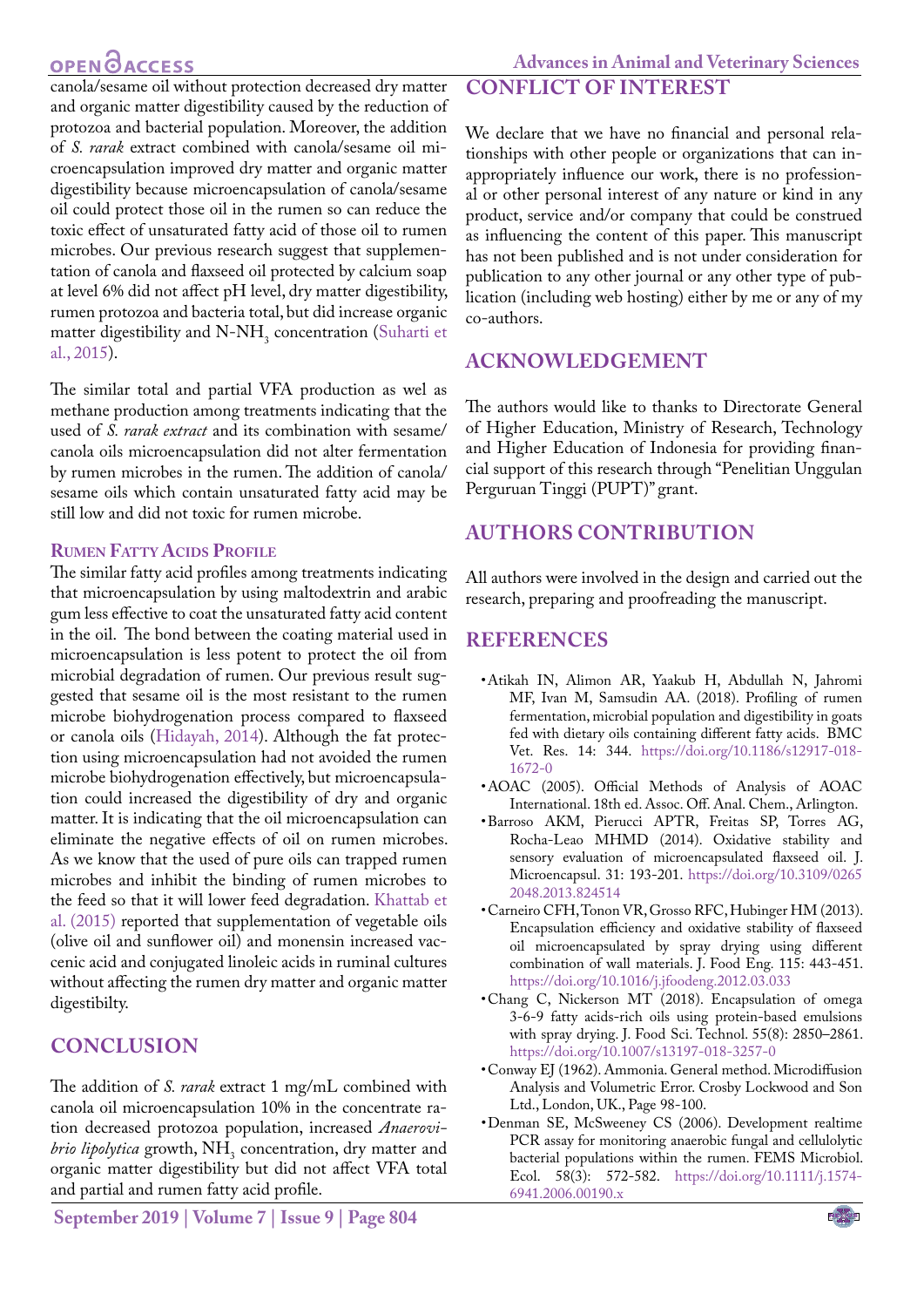canola/sesame oil without protection decreased dry matter and organic matter digestibility caused by the reduction of protozoa and bacterial population. Moreover, the addition of *S. rarak* extract combined with canola/sesame oil microencapsulation improved dry matter and organic matter digestibility because microencapsulation of canola/sesame oil could protect those oil in the rumen so can reduce the toxic effect of unsaturated fatty acid of those oil to rumen microbes. Our previous research suggest that supplementation of canola and flaxseed oil protected by calcium soap at level 6% did not affect pH level, dry matter digestibility, rumen protozoa and bacteria total, but did increase organic matter digestibility and N-$NH_3$ concentration (Suharti et al., 2015).

The similar total and partial VFA production as wel as methane production among treatments indicating that the used of *S. rarak extract* and its combination with sesame/canola oils microencapsulation did not alter fermentation by rumen microbes in the rumen. The addition of canola/sesame oils which contain unsaturated fatty acid may be still low and did not toxic for rumen microbe.

### Rumen Fatty Acids Profile

The similar fatty acid profiles among treatments indicating that microencapsulation by using maltodextrin and arabic gum less effective to coat the unsaturated fatty acid content in the oil. The bond between the coating material used in microencapsulation is less potent to protect the oil from microbial degradation of rumen. Our previous result suggested that sesame oil is the most resistant to the rumen microbe biohydrogenation process compared to flaxseed or canola oils (Hidayah, 2014). Although the fat protection using microencapsulation had not avoided the rumen microbe biohydrogenation effectively, but microencapsulation could increased the digestibility of dry and organic matter. It is indicating that the oil microencapsulation can eliminate the negative effects of oil on rumen microbes. As we know that the used of pure oils can trapped rumen microbes and inhibit the binding of rumen microbes to the feed so that it will lower feed degradation. Khattab et al. (2015) reported that supplementation of vegetable oils (olive oil and sunflower oil) and monensin increased vaccenic acid and conjugated linoleic acids in ruminal cultures without affecting the rumen dry matter and organic matter digestibilty.

## CONCLUSION

The addition of *S. rarak* extract 1 mg/mL combined with canola oil microencapsulation 10% in the concentrate ration decreased protozoa population, increased *Anaerovibrio lipolytica* growth, $NH_3$ concentration, dry matter and organic matter digestibility but did not affect VFA total and partial and rumen fatty acid profile.

## CONFLICT OF INTEREST

We declare that we have no financial and personal relationships with other people or organizations that can inappropriately influence our work, there is no professional or other personal interest of any nature or kind in any product, service and/or company that could be construed as influencing the content of this paper. This manuscript has not been published and is not under consideration for publication to any other journal or any other type of publication (including web hosting) either by me or any of my co-authors.

## ACKNOWLEDGEMENT

The authors would like to thanks to Directorate General of Higher Education, Ministry of Research, Technology and Higher Education of Indonesia for providing financial support of this research through "Penelitian Unggulan Perguruan Tinggi (PUPT)" grant.

## AUTHORS CONTRIBUTION

All authors were involved in the design and carried out the research, preparing and proofreading the manuscript.

## REFERENCES

- Atikah IN, Alimon AR, Yaakub H, Abdullah N, Jahromi MF, Ivan M, Samsudin AA. (2018). Profiling of rumen fermentation, microbial population and digestibility in goats fed with dietary oils containing different fatty acids. BMC Vet. Res. 14: 344. https://doi.org/10.1186/s12917-018-1672-0
- AOAC (2005). Official Methods of Analysis of AOAC International. 18th ed. Assoc. Off. Anal. Chem., Arlington.
- Barroso AKM, Pierucci APTR, Freitas SP, Torres AG, Rocha-Leao MHMD (2014). Oxidative stability and sensory evaluation of microencapsulated flaxseed oil. J. Microencapsul. 31: 193-201. https://doi.org/10.3109/02652048.2013.824514
- Carneiro CFH, Tonon VR, Grosso RFC, Hubinger HM (2013). Encapsulation efficiency and oxidative stability of flaxseed oil microencapsulated by spray drying using different combination of wall materials. J. Food Eng. 115: 443-451. https://doi.org/10.1016/j.jfoodeng.2012.03.033
- Chang C, Nickerson MT (2018). Encapsulation of omega 3-6-9 fatty acids-rich oils using protein-based emulsions with spray drying. J. Food Sci. Technol. 55(8): 2850–2861. https://doi.org/10.1007/s13197-018-3257-0
- Conway EJ (1962). Ammonia. General method. Microdiffusion Analysis and Volumetric Error. Crosby Lockwood and Son Ltd., London, UK., Page 98-100.
- Denman SE, McSweeney CS (2006). Development realtime PCR assay for monitoring anaerobic fungal and cellulolytic bacterial populations within the rumen. FEMS Microbiol. Ecol. 58(3): 572-582. https://doi.org/10.1111/j.1574-6941.2006.00190.x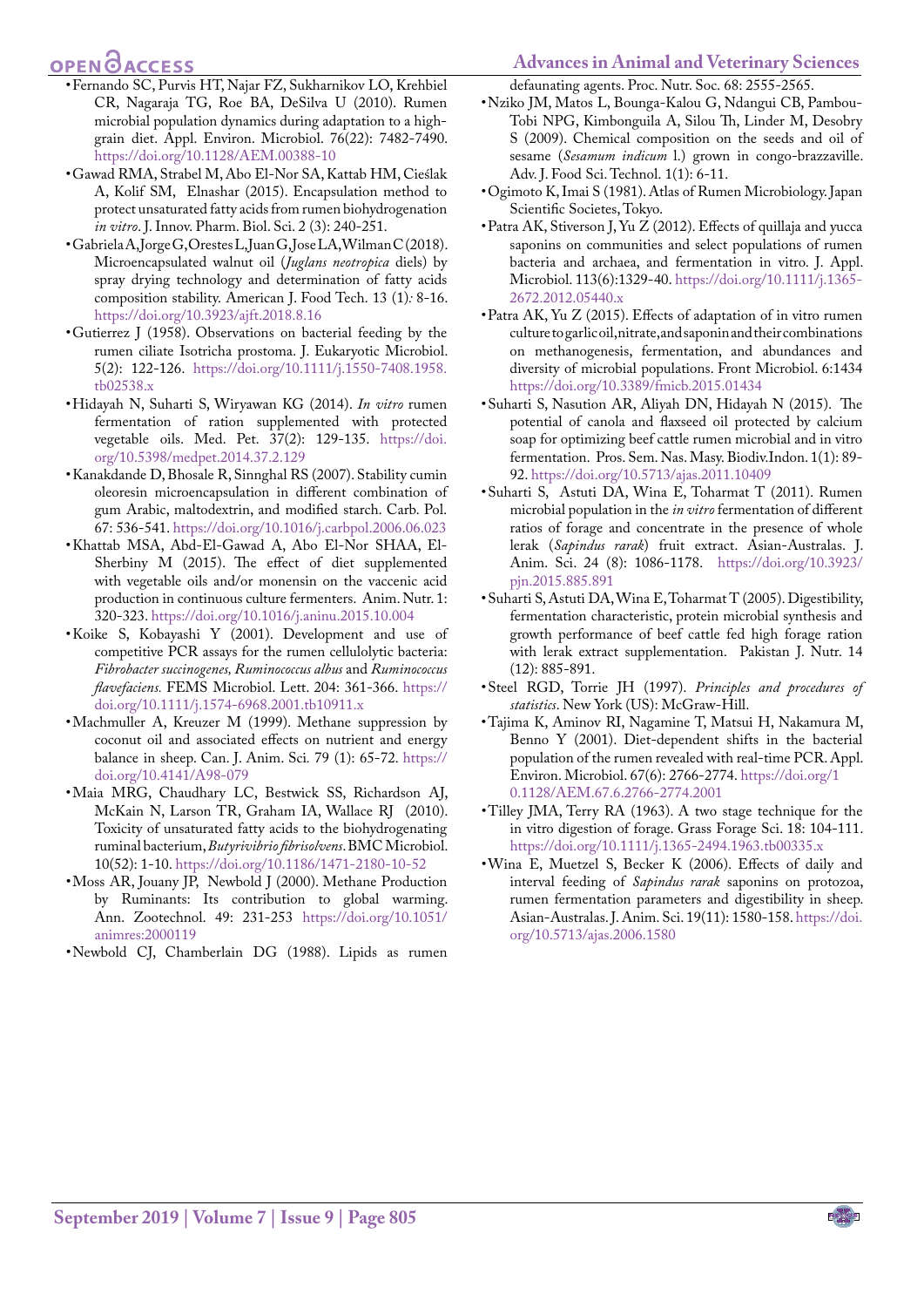- Fernando SC, Purvis HT, Najar FZ, Sukharnikov LO, Krehbiel CR, Nagaraja TG, Roe BA, DeSilva U (2010). Rumen microbial population dynamics during adaptation to a high-grain diet. Appl. Environ. Microbiol. 76(22): 7482-7490. https://doi.org/10.1128/AEM.00388-10
- Gawad RMA, Strabel M, Abo El-Nor SA, Kattab HM, Cieślak A, Kolif SM, Elnashar (2015). Encapsulation method to protect unsaturated fatty acids from rumen biohydrogenation *in vitro*. J. Innov. Pharm. Biol. Sci. 2 (3): 240-251.
- Gabriela A, Jorge G, Orestes L, Juan G, Jose LA, Wilman C (2018). Microencapsulated walnut oil (*Juglans neotropica* diels) by spray drying technology and determination of fatty acids composition stability. American J. Food Tech. 13 (1): 8-16. https://doi.org/10.3923/ajft.2018.8.16
- Gutierrez J (1958). Observations on bacterial feeding by the rumen ciliate Isotricha prostoma. J. Eukaryotic Microbiol. 5(2): 122-126. https://doi.org/10.1111/j.1550-7408.1958.tb02538.x
- Hidayah N, Suharti S, Wiryawan KG (2014). *In vitro* rumen fermentation of ration supplemented with protected vegetable oils. Med. Pet. 37(2): 129-135. https://doi.org/10.5398/medpet.2014.37.2.129
- Kanakdande D, Bhosale R, Sinnghal RS (2007). Stability cumin oleoresin microencapsulation in different combination of gum Arabic, maltodextrin, and modified starch. Carb. Pol. 67: 536-541. https://doi.org/10.1016/j.carbpol.2006.06.023
- Khattab MSA, Abd-El-Gawad A, Abo El-Nor SHAA, El-Sherbiny M (2015). The effect of diet supplemented with vegetable oils and/or monensin on the vaccenic acid production in continuous culture fermenters. Anim. Nutr. 1: 320-323. https://doi.org/10.1016/j.aninu.2015.10.004
- Koike S, Kobayashi Y (2001). Development and use of competitive PCR assays for the rumen cellulolytic bacteria: *Fibrobacter succinogenes, Ruminococcus albus* and *Ruminococcus flavefaciens.* FEMS Microbiol. Lett. 204: 361-366. https://doi.org/10.1111/j.1574-6968.2001.tb10911.x
- Machmuller A, Kreuzer M (1999). Methane suppression by coconut oil and associated effects on nutrient and energy balance in sheep. Can. J. Anim. Sci. 79 (1): 65-72. https://doi.org/10.4141/A98-079
- Maia MRG, Chaudhary LC, Bestwick SS, Richardson AJ, McKain N, Larson TR, Graham IA, Wallace RJ (2010). Toxicity of unsaturated fatty acids to the biohydrogenating ruminal bacterium, *Butyrivibrio fibrisolvens*. BMC Microbiol. 10(52): 1-10. https://doi.org/10.1186/1471-2180-10-52
- Moss AR, Jouany JP, Newbold J (2000). Methane Production by Ruminants: Its contribution to global warming. Ann. Zootechnol. 49: 231-253 https://doi.org/10.1051/animres:2000119
- Newbold CJ, Chamberlain DG (1988). Lipids as rumen defaunating agents. Proc. Nutr. Soc. 68: 2555-2565.
- Nziko JM, Matos L, Bounga-Kalou G, Ndangui CB, Pambou-Tobi NPG, Kimbonguila A, Silou Th, Linder M, Desobry S (2009). Chemical composition on the seeds and oil of sesame (*Sesamum indicum* l.) grown in congo-brazzaville. Adv. J. Food Sci. Technol. 1(1): 6-11.
- Ogimoto K, Imai S (1981). Atlas of Rumen Microbiology. Japan Scientific Societes, Tokyo.
- Patra AK, Stiverson J, Yu Z (2012). Effects of quillaja and yucca saponins on communities and select populations of rumen bacteria and archaea, and fermentation in vitro. J. Appl. Microbiol. 113(6):1329-40. https://doi.org/10.1111/j.1365-2672.2012.05440.x
- Patra AK, Yu Z (2015). Effects of adaptation of in vitro rumen culture to garlic oil, nitrate, and saponin and their combinations on methanogenesis, fermentation, and abundances and diversity of microbial populations. Front Microbiol. 6:1434 https://doi.org/10.3389/fmicb.2015.01434
- Suharti S, Nasution AR, Aliyah DN, Hidayah N (2015). The potential of canola and flaxseed oil protected by calcium soap for optimizing beef cattle rumen microbial and in vitro fermentation. Pros. Sem. Nas. Masy. Biodiv.Indon. 1(1): 89-92. https://doi.org/10.5713/ajas.2011.10409
- Suharti S, Astuti DA, Wina E, Toharmat T (2011). Rumen microbial population in the *in vitro* fermentation of different ratios of forage and concentrate in the presence of whole lerak (*Sapindus rarak*) fruit extract. Asian-Australas. J. Anim. Sci. 24 (8): 1086-1178. https://doi.org/10.3923/pjn.2015.885.891
- Suharti S, Astuti DA, Wina E, Toharmat T (2005). Digestibility, fermentation characteristic, protein microbial synthesis and growth performance of beef cattle fed high forage ration with lerak extract supplementation. Pakistan J. Nutr. 14 (12): 885-891.
- Steel RGD, Torrie JH (1997). *Principles and procedures of statistics*. New York (US): McGraw-Hill.
- Tajima K, Aminov RI, Nagamine T, Matsui H, Nakamura M, Benno Y (2001). Diet-dependent shifts in the bacterial population of the rumen revealed with real-time PCR. Appl. Environ. Microbiol. 67(6): 2766-2774. https://doi.org/10.1128/AEM.67.6.2766-2774.2001
- Tilley JMA, Terry RA (1963). A two stage technique for the in vitro digestion of forage. Grass Forage Sci. 18: 104-111. https://doi.org/10.1111/j.1365-2494.1963.tb00335.x
- Wina E, Muetzel S, Becker K (2006). Effects of daily and interval feeding of *Sapindus rarak* saponins on protozoa, rumen fermentation parameters and digestibility in sheep. Asian-Australas. J. Anim. Sci. 19(11): 1580-158. https://doi.org/10.5713/ajas.2006.1580